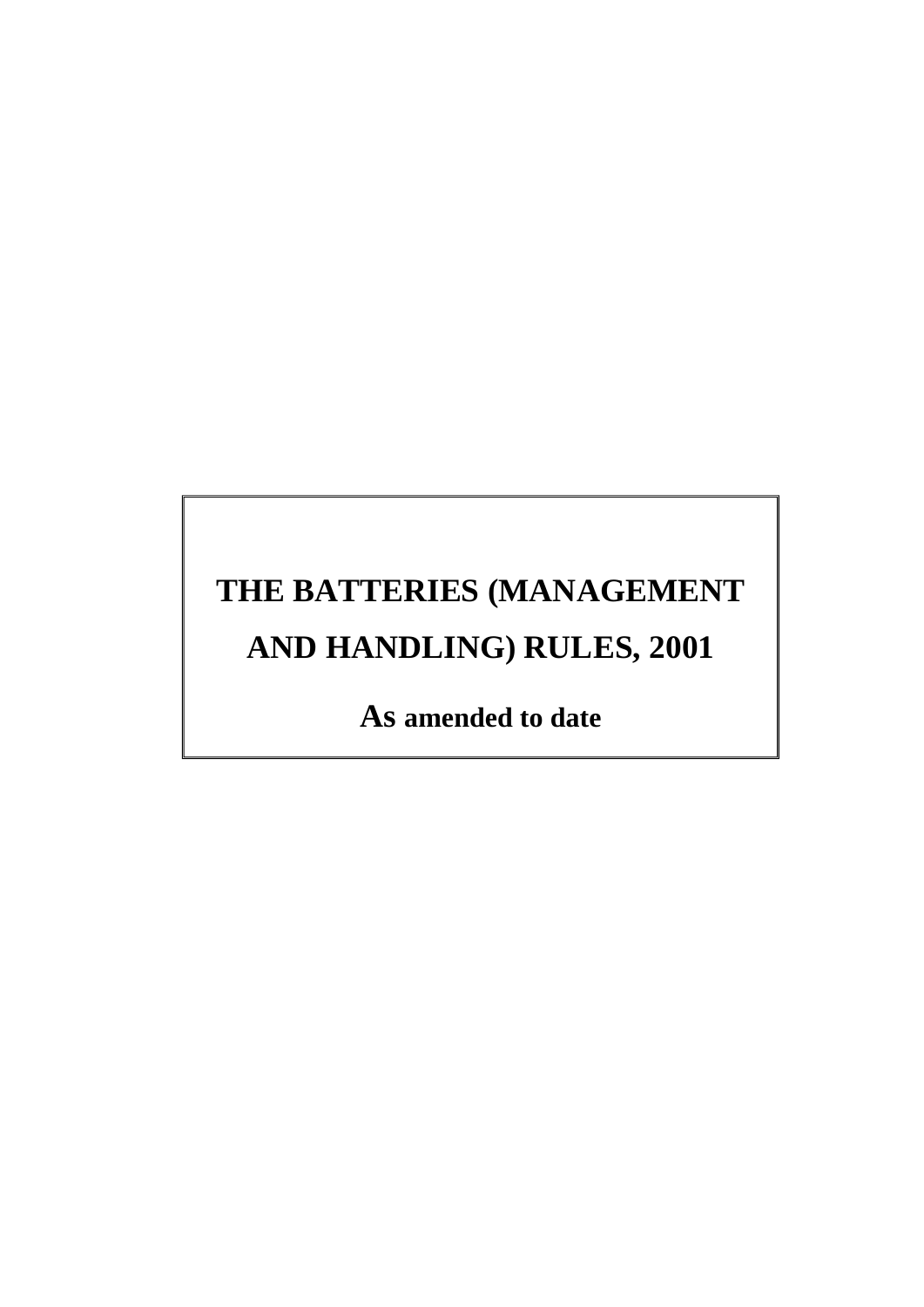# THE BATTERIES (MANAGEMENT AND HANDLING) RULES, 2001

**As amended to date**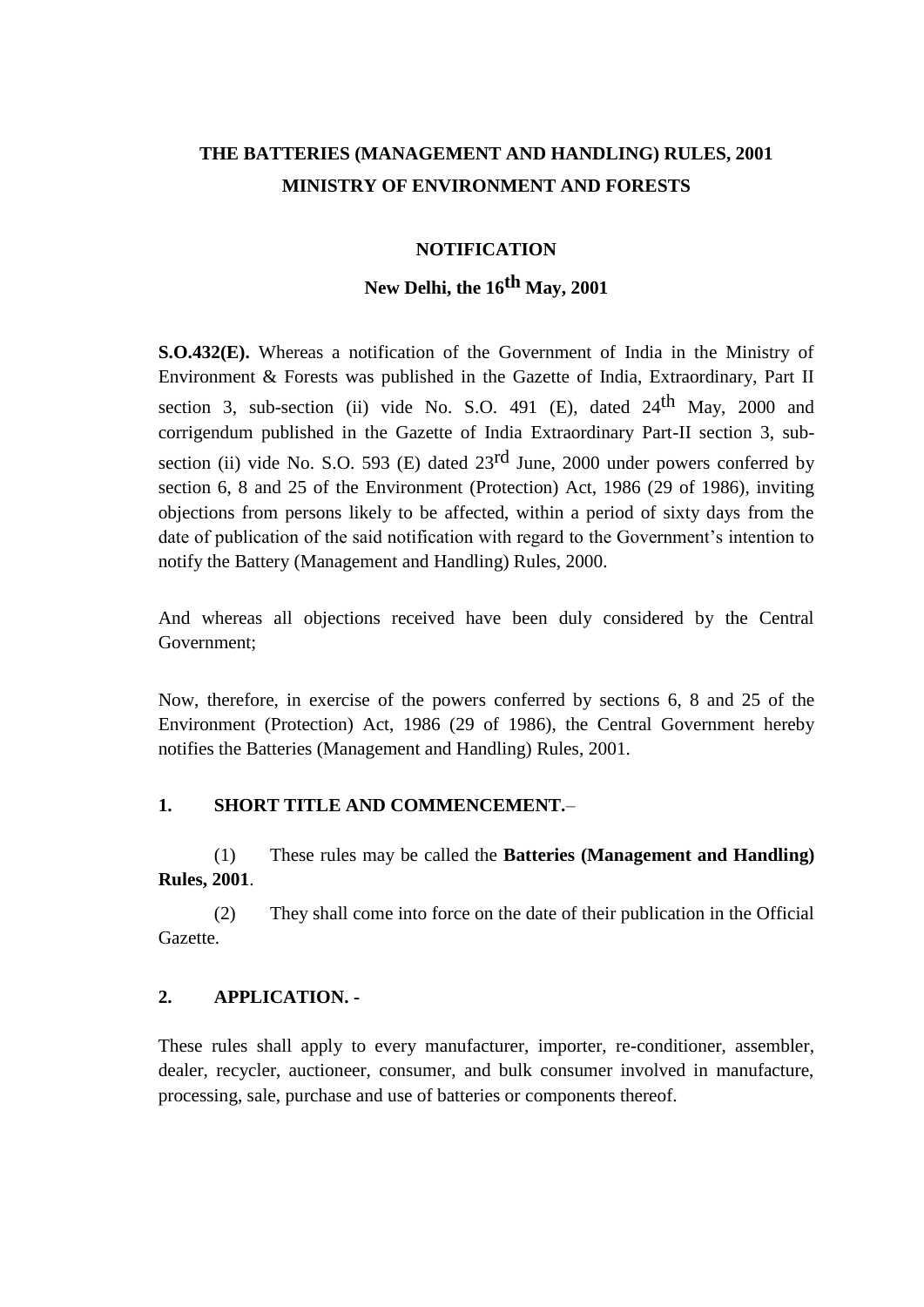# THE BATTERIES (MANAGEMENT AND HANDLING) RULES, 2001
## MINISTRY OF ENVIRONMENT AND FORESTS

### NOTIFICATION

### New Delhi, the 16th May, 2001

**S.O.432(E).** Whereas a notification of the Government of India in the Ministry of Environment & Forests was published in the Gazette of India, Extraordinary, Part II section 3, sub-section (ii) vide No. S.O. 491 (E), dated 24th May, 2000 and corrigendum published in the Gazette of India Extraordinary Part-II section 3, sub-section (ii) vide No. S.O. 593 (E) dated 23rd June, 2000 under powers conferred by section 6, 8 and 25 of the Environment (Protection) Act, 1986 (29 of 1986), inviting objections from persons likely to be affected, within a period of sixty days from the date of publication of the said notification with regard to the Government's intention to notify the Battery (Management and Handling) Rules, 2000.

And whereas all objections received have been duly considered by the Central Government;

Now, therefore, in exercise of the powers conferred by sections 6, 8 and 25 of the Environment (Protection) Act, 1986 (29 of 1986), the Central Government hereby notifies the Batteries (Management and Handling) Rules, 2001.

**1. SHORT TITLE AND COMMENCEMENT.**–

(1) These rules may be called the **Batteries (Management and Handling) Rules, 2001**.

(2) They shall come into force on the date of their publication in the Official Gazette.

**2. APPLICATION. -**

These rules shall apply to every manufacturer, importer, re-conditioner, assembler, dealer, recycler, auctioneer, consumer, and bulk consumer involved in manufacture, processing, sale, purchase and use of batteries or components thereof.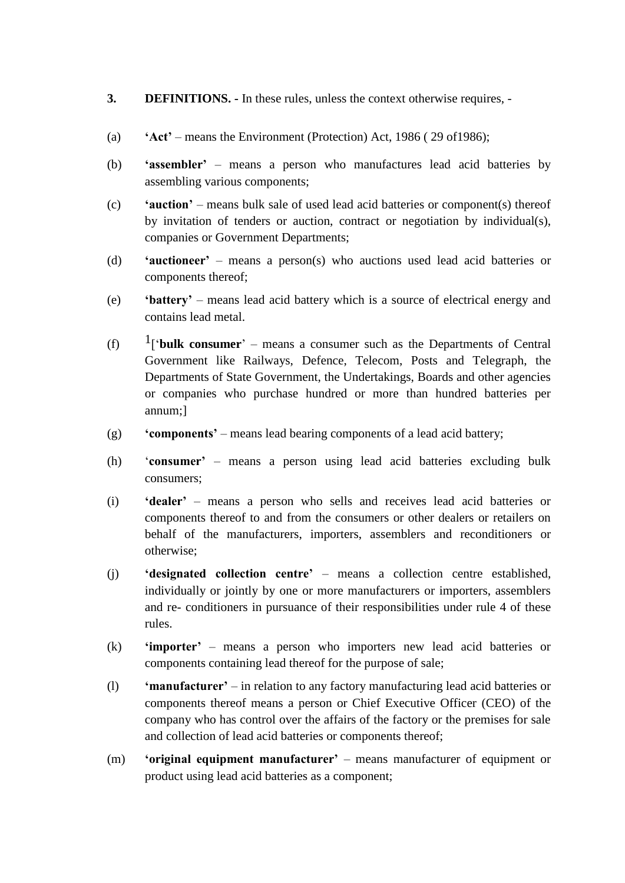**3. DEFINITIONS.** - In these rules, unless the context otherwise requires, -

(a) **'Act'** – means the Environment (Protection) Act, 1986 ( 29 of1986);

(b) **'assembler'** – means a person who manufactures lead acid batteries by assembling various components;

(c) **'auction'** – means bulk sale of used lead acid batteries or component(s) thereof by invitation of tenders or auction, contract or negotiation by individual(s), companies or Government Departments;

(d) **'auctioneer'** – means a person(s) who auctions used lead acid batteries or components thereof;

(e) **'battery'** – means lead acid battery which is a source of electrical energy and contains lead metal.

(f) [1]['**bulk consumer**' – means a consumer such as the Departments of Central Government like Railways, Defence, Telecom, Posts and Telegraph, the Departments of State Government, the Undertakings, Boards and other agencies or companies who purchase hundred or more than hundred batteries per annum;]

(g) **'components'** – means lead bearing components of a lead acid battery;

(h) '**consumer'** – means a person using lead acid batteries excluding bulk consumers;

(i) **'dealer'** – means a person who sells and receives lead acid batteries or components thereof to and from the consumers or other dealers or retailers on behalf of the manufacturers, importers, assemblers and reconditioners or otherwise;

(j) **'designated collection centre'** – means a collection centre established, individually or jointly by one or more manufacturers or importers, assemblers and re- conditioners in pursuance of their responsibilities under rule 4 of these rules.

(k) **'importer'** – means a person who importers new lead acid batteries or components containing lead thereof for the purpose of sale;

(l) **'manufacturer'** – in relation to any factory manufacturing lead acid batteries or components thereof means a person or Chief Executive Officer (CEO) of the company who has control over the affairs of the factory or the premises for sale and collection of lead acid batteries or components thereof;

(m) **'original equipment manufacturer'** – means manufacturer of equipment or product using lead acid batteries as a component;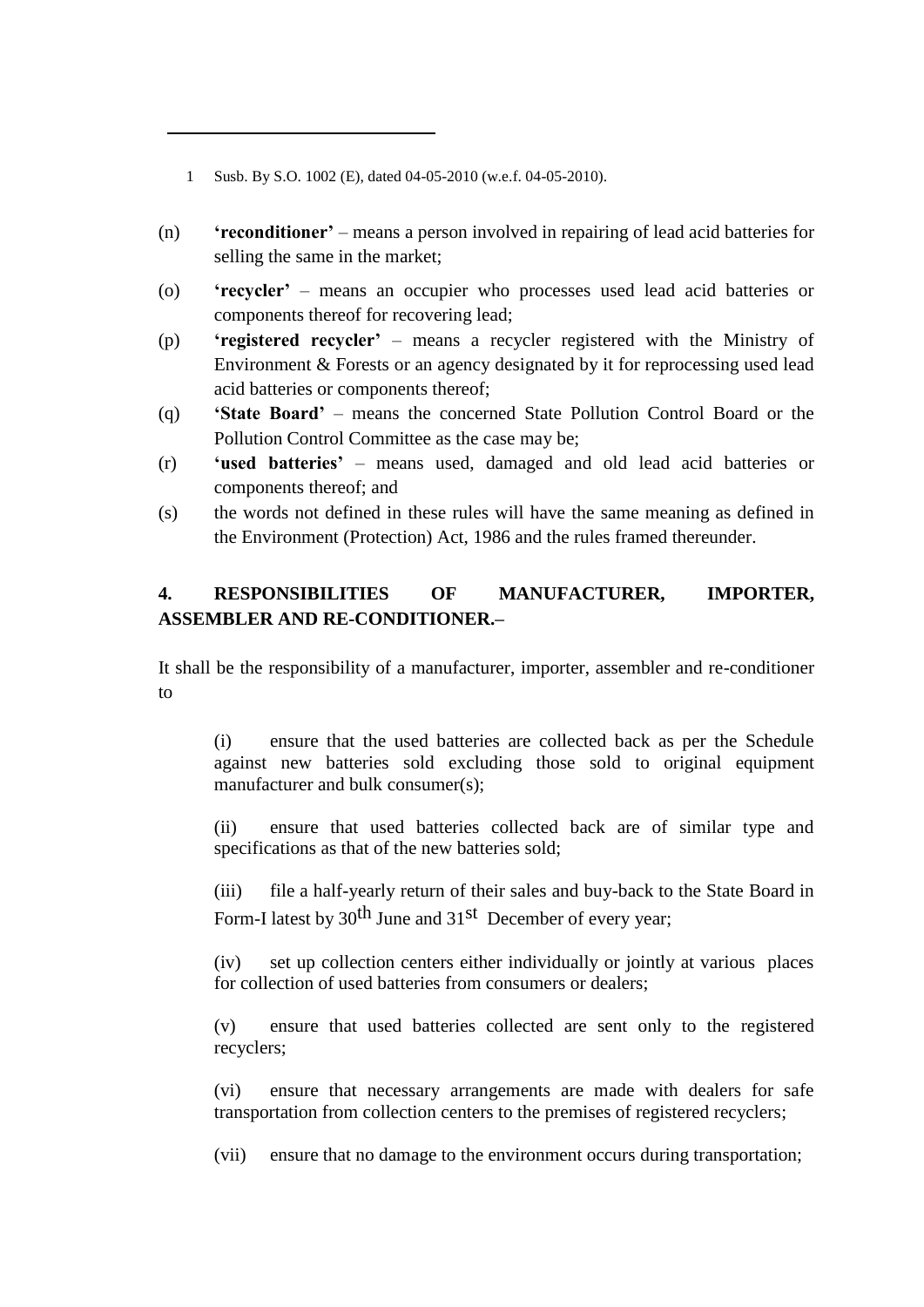1 Susb. By S.O. 1002 (E), dated 04-05-2010 (w.e.f. 04-05-2010).

(n) **'reconditioner'** – means a person involved in repairing of lead acid batteries for selling the same in the market;

(o) **'recycler'** – means an occupier who processes used lead acid batteries or components thereof for recovering lead;

(p) **'registered recycler'** – means a recycler registered with the Ministry of Environment & Forests or an agency designated by it for reprocessing used lead acid batteries or components thereof;

(q) **'State Board'** – means the concerned State Pollution Control Board or the Pollution Control Committee as the case may be;

(r) **'used batteries'** – means used, damaged and old lead acid batteries or components thereof; and

(s) the words not defined in these rules will have the same meaning as defined in the Environment (Protection) Act, 1986 and the rules framed thereunder.

## 4. RESPONSIBILITIES OF MANUFACTURER, IMPORTER, ASSEMBLER AND RE-CONDITIONER.–

It shall be the responsibility of a manufacturer, importer, assembler and re-conditioner to

(i) ensure that the used batteries are collected back as per the Schedule against new batteries sold excluding those sold to original equipment manufacturer and bulk consumer(s);

(ii) ensure that used batteries collected back are of similar type and specifications as that of the new batteries sold;

(iii) file a half-yearly return of their sales and buy-back to the State Board in Form-I latest by 30th June and 31st December of every year;

(iv) set up collection centers either individually or jointly at various places for collection of used batteries from consumers or dealers;

(v) ensure that used batteries collected are sent only to the registered recyclers;

(vi) ensure that necessary arrangements are made with dealers for safe transportation from collection centers to the premises of registered recyclers;

(vii) ensure that no damage to the environment occurs during transportation;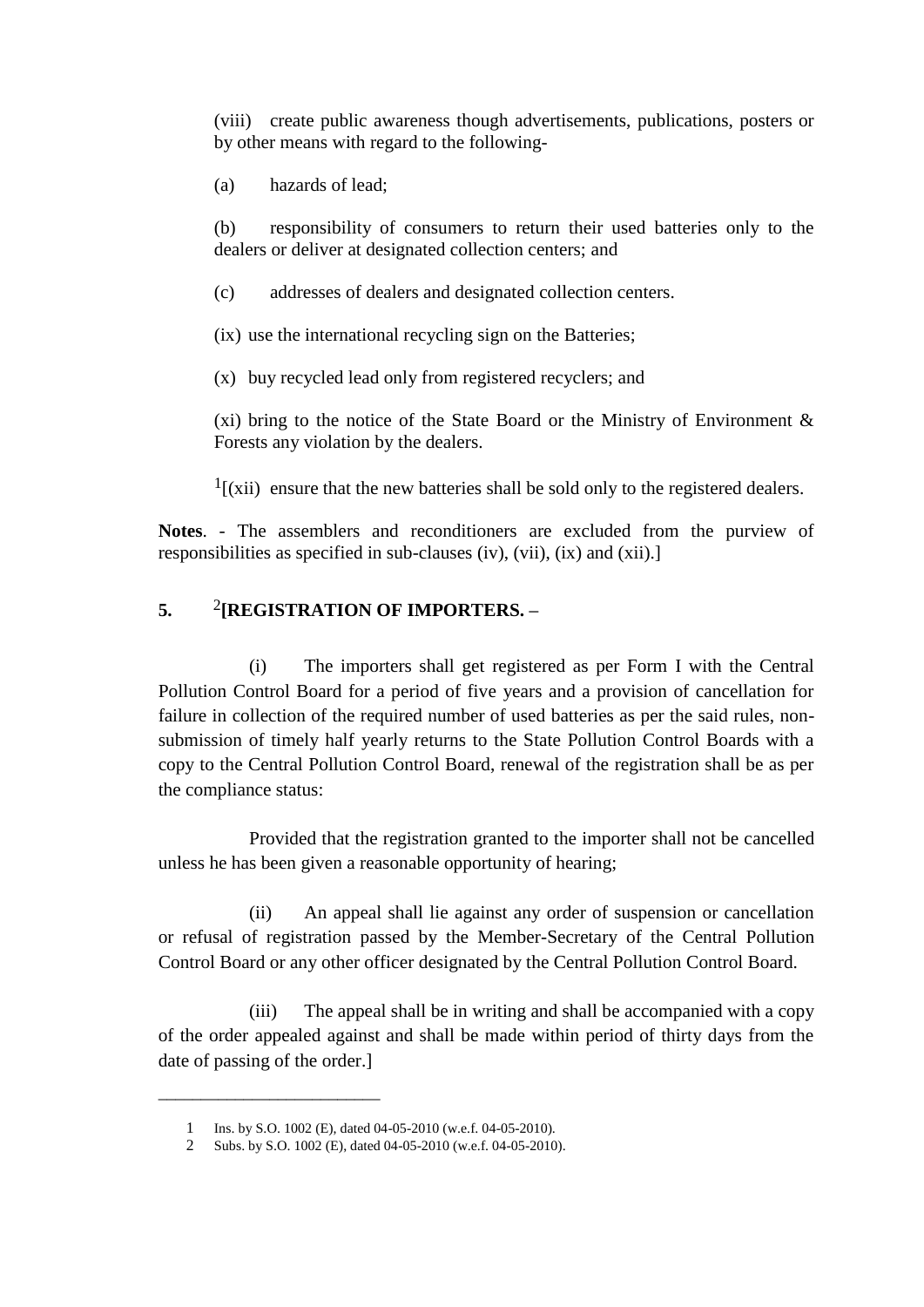(viii) create public awareness though advertisements, publications, posters or by other means with regard to the following-

(a) hazards of lead;

(b) responsibility of consumers to return their used batteries only to the dealers or deliver at designated collection centers; and

(c) addresses of dealers and designated collection centers.

(ix) use the international recycling sign on the Batteries;

(x) buy recycled lead only from registered recyclers; and

(xi) bring to the notice of the State Board or the Ministry of Environment & Forests any violation by the dealers.

[1][(xii) ensure that the new batteries shall be sold only to the registered dealers.

**Notes**. - The assemblers and reconditioners are excluded from the purview of responsibilities as specified in sub-clauses (iv), (vii), (ix) and (xii).]

## 5. [2][REGISTRATION OF IMPORTERS. –

(i) The importers shall get registered as per Form I with the Central Pollution Control Board for a period of five years and a provision of cancellation for failure in collection of the required number of used batteries as per the said rules, non-submission of timely half yearly returns to the State Pollution Control Boards with a copy to the Central Pollution Control Board, renewal of the registration shall be as per the compliance status:

Provided that the registration granted to the importer shall not be cancelled unless he has been given a reasonable opportunity of hearing;

(ii) An appeal shall lie against any order of suspension or cancellation or refusal of registration passed by the Member-Secretary of the Central Pollution Control Board or any other officer designated by the Central Pollution Control Board.

(iii) The appeal shall be in writing and shall be accompanied with a copy of the order appealed against and shall be made within period of thirty days from the date of passing of the order.]

---

1 Ins. by S.O. 1002 (E), dated 04-05-2010 (w.e.f. 04-05-2010).

2 Subs. by S.O. 1002 (E), dated 04-05-2010 (w.e.f. 04-05-2010).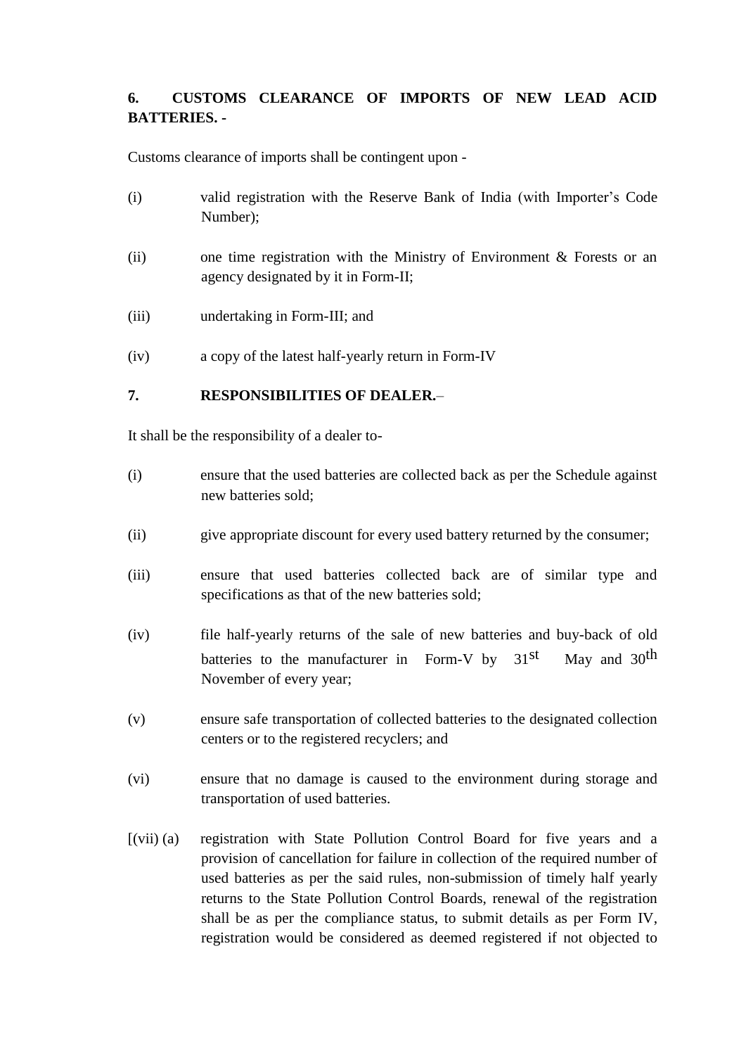**6. CUSTOMS CLEARANCE OF IMPORTS OF NEW LEAD ACID BATTERIES. -**

Customs clearance of imports shall be contingent upon -

(i) valid registration with the Reserve Bank of India (with Importer's Code Number);

(ii) one time registration with the Ministry of Environment & Forests or an agency designated by it in Form-II;

(iii) undertaking in Form-III; and

(iv) a copy of the latest half-yearly return in Form-IV

**7. RESPONSIBILITIES OF DEALER.**–

It shall be the responsibility of a dealer to-

(i) ensure that the used batteries are collected back as per the Schedule against new batteries sold;

(ii) give appropriate discount for every used battery returned by the consumer;

(iii) ensure that used batteries collected back are of similar type and specifications as that of the new batteries sold;

(iv) file half-yearly returns of the sale of new batteries and buy-back of old batteries to the manufacturer in Form-V by 31st May and 30th November of every year;

(v) ensure safe transportation of collected batteries to the designated collection centers or to the registered recyclers; and

(vi) ensure that no damage is caused to the environment during storage and transportation of used batteries.

[(vii) (a) registration with State Pollution Control Board for five years and a provision of cancellation for failure in collection of the required number of used batteries as per the said rules, non-submission of timely half yearly returns to the State Pollution Control Boards, renewal of the registration shall be as per the compliance status, to submit details as per Form IV, registration would be considered as deemed registered if not objected to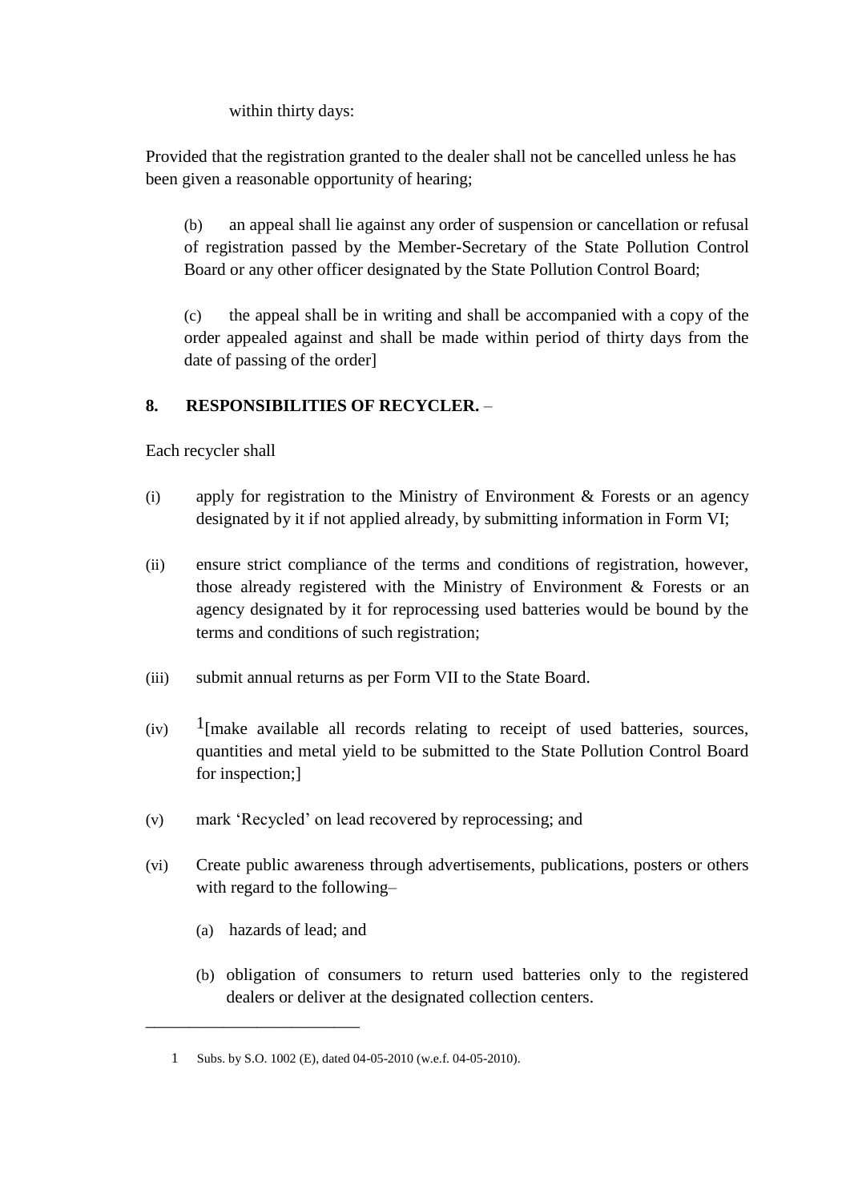within thirty days:

Provided that the registration granted to the dealer shall not be cancelled unless he has been given a reasonable opportunity of hearing;

(b) an appeal shall lie against any order of suspension or cancellation or refusal of registration passed by the Member-Secretary of the State Pollution Control Board or any other officer designated by the State Pollution Control Board;

(c) the appeal shall be in writing and shall be accompanied with a copy of the order appealed against and shall be made within period of thirty days from the date of passing of the order]

**8. RESPONSIBILITIES OF RECYCLER.** –

Each recycler shall

(i) apply for registration to the Ministry of Environment & Forests or an agency designated by it if not applied already, by submitting information in Form VI;

(ii) ensure strict compliance of the terms and conditions of registration, however, those already registered with the Ministry of Environment & Forests or an agency designated by it for reprocessing used batteries would be bound by the terms and conditions of such registration;

(iii) submit annual returns as per Form VII to the State Board.

(iv) [1][make available all records relating to receipt of used batteries, sources, quantities and metal yield to be submitted to the State Pollution Control Board for inspection;]

(v) mark 'Recycled' on lead recovered by reprocessing; and

(vi) Create public awareness through advertisements, publications, posters or others with regard to the following–

(a) hazards of lead; and

(b) obligation of consumers to return used batteries only to the registered dealers or deliver at the designated collection centers.

---

1 Subs. by S.O. 1002 (E), dated 04-05-2010 (w.e.f. 04-05-2010).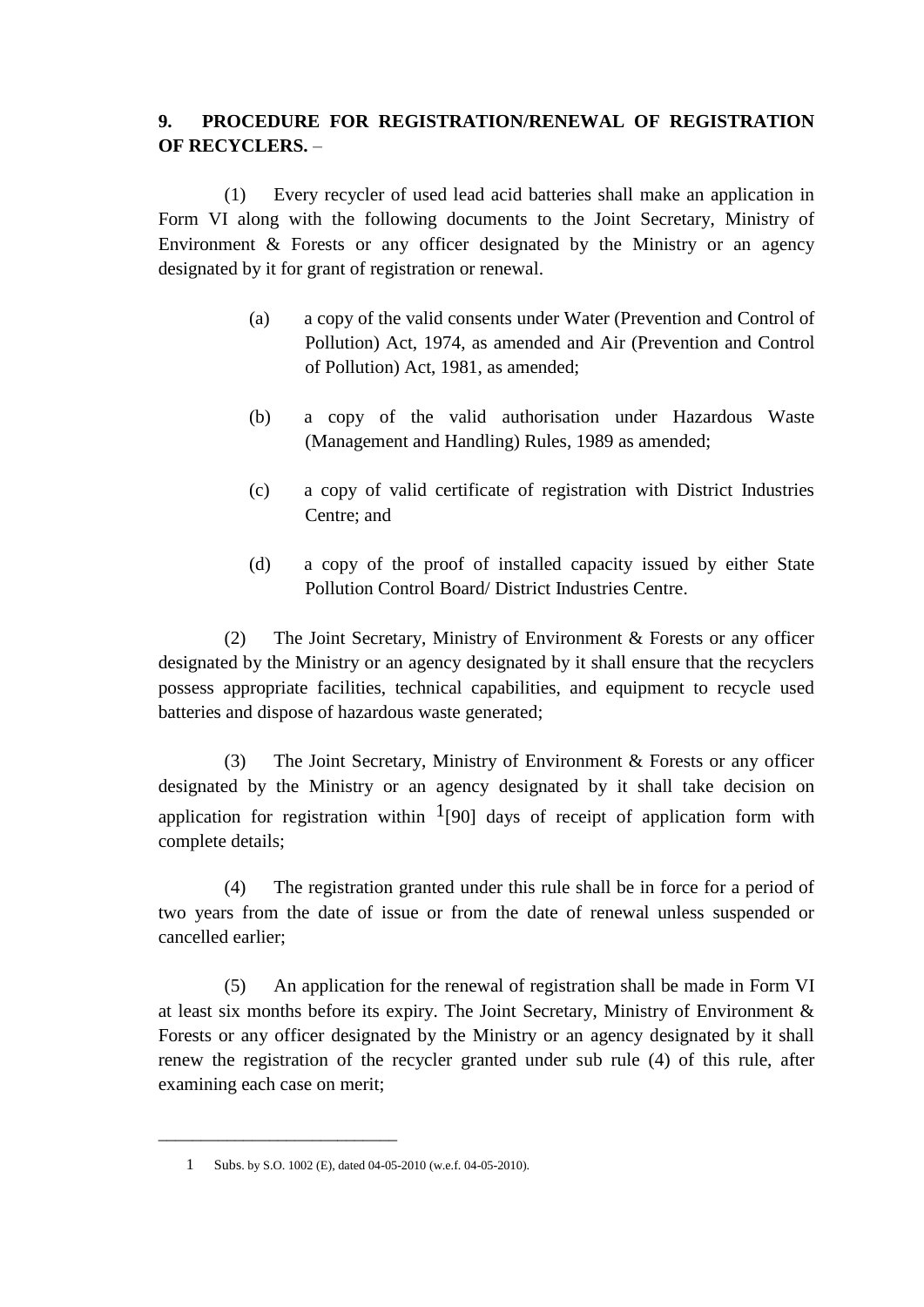**9. PROCEDURE FOR REGISTRATION/RENEWAL OF REGISTRATION OF RECYCLERS.** –

(1) Every recycler of used lead acid batteries shall make an application in Form VI along with the following documents to the Joint Secretary, Ministry of Environment & Forests or any officer designated by the Ministry or an agency designated by it for grant of registration or renewal.

(a) a copy of the valid consents under Water (Prevention and Control of Pollution) Act, 1974, as amended and Air (Prevention and Control of Pollution) Act, 1981, as amended;

(b) a copy of the valid authorisation under Hazardous Waste (Management and Handling) Rules, 1989 as amended;

(c) a copy of valid certificate of registration with District Industries Centre; and

(d) a copy of the proof of installed capacity issued by either State Pollution Control Board/ District Industries Centre.

(2) The Joint Secretary, Ministry of Environment & Forests or any officer designated by the Ministry or an agency designated by it shall ensure that the recyclers possess appropriate facilities, technical capabilities, and equipment to recycle used batteries and dispose of hazardous waste generated;

(3) The Joint Secretary, Ministry of Environment & Forests or any officer designated by the Ministry or an agency designated by it shall take decision on application for registration within [1][90] days of receipt of application form with complete details;

(4) The registration granted under this rule shall be in force for a period of two years from the date of issue or from the date of renewal unless suspended or cancelled earlier;

(5) An application for the renewal of registration shall be made in Form VI at least six months before its expiry. The Joint Secretary, Ministry of Environment & Forests or any officer designated by the Ministry or an agency designated by it shall renew the registration of the recycler granted under sub rule (4) of this rule, after examining each case on merit;

---

1 Subs. by S.O. 1002 (E), dated 04-05-2010 (w.e.f. 04-05-2010).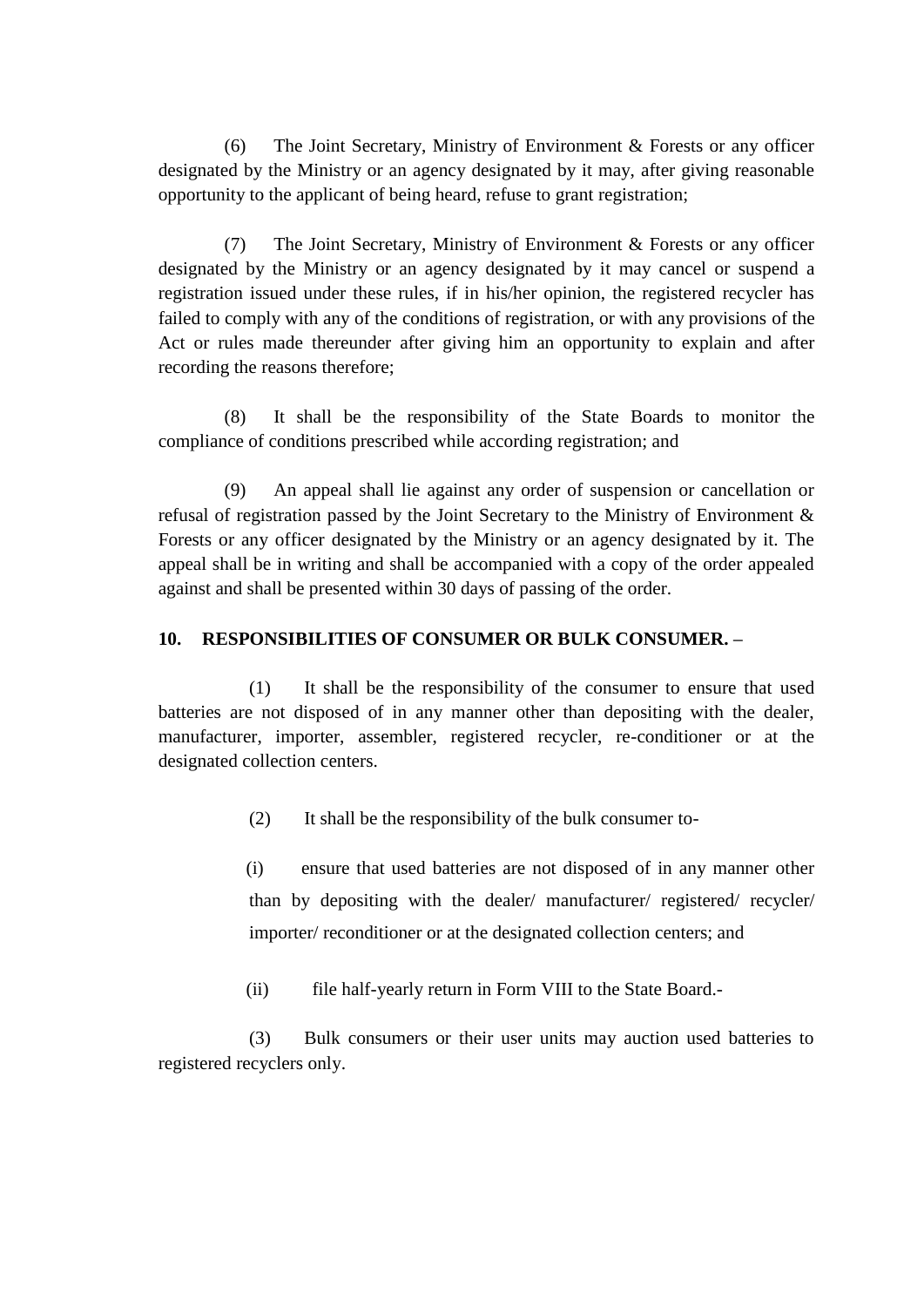(6) The Joint Secretary, Ministry of Environment & Forests or any officer designated by the Ministry or an agency designated by it may, after giving reasonable opportunity to the applicant of being heard, refuse to grant registration;

(7) The Joint Secretary, Ministry of Environment & Forests or any officer designated by the Ministry or an agency designated by it may cancel or suspend a registration issued under these rules, if in his/her opinion, the registered recycler has failed to comply with any of the conditions of registration, or with any provisions of the Act or rules made thereunder after giving him an opportunity to explain and after recording the reasons therefore;

(8) It shall be the responsibility of the State Boards to monitor the compliance of conditions prescribed while according registration; and

(9) An appeal shall lie against any order of suspension or cancellation or refusal of registration passed by the Joint Secretary to the Ministry of Environment & Forests or any officer designated by the Ministry or an agency designated by it. The appeal shall be in writing and shall be accompanied with a copy of the order appealed against and shall be presented within 30 days of passing of the order.

**10. RESPONSIBILITIES OF CONSUMER OR BULK CONSUMER. –**

(1) It shall be the responsibility of the consumer to ensure that used batteries are not disposed of in any manner other than depositing with the dealer, manufacturer, importer, assembler, registered recycler, re-conditioner or at the designated collection centers.

(2) It shall be the responsibility of the bulk consumer to-

(i) ensure that used batteries are not disposed of in any manner other than by depositing with the dealer/ manufacturer/ registered/ recycler/ importer/ reconditioner or at the designated collection centers; and

(ii) file half-yearly return in Form VIII to the State Board.-

(3) Bulk consumers or their user units may auction used batteries to registered recyclers only.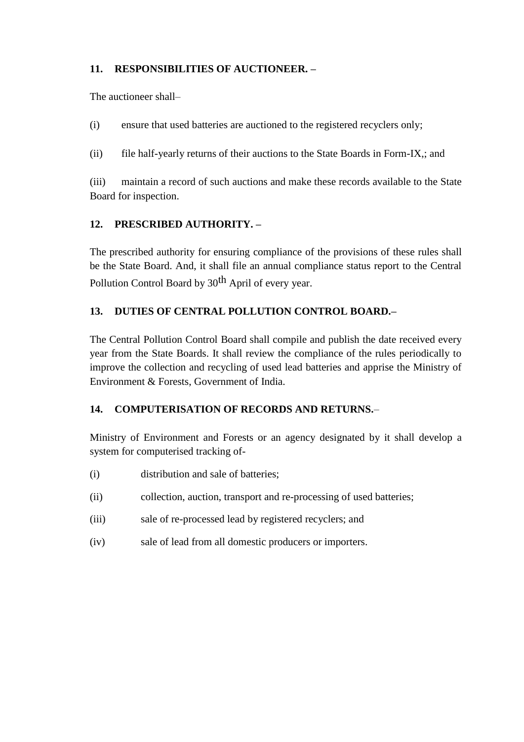**11. RESPONSIBILITIES OF AUCTIONEER. –**

The auctioneer shall–

(i) ensure that used batteries are auctioned to the registered recyclers only;

(ii) file half-yearly returns of their auctions to the State Boards in Form-IX,; and

(iii) maintain a record of such auctions and make these records available to the State Board for inspection.

**12. PRESCRIBED AUTHORITY. –**

The prescribed authority for ensuring compliance of the provisions of these rules shall be the State Board. And, it shall file an annual compliance status report to the Central Pollution Control Board by 30th April of every year.

**13. DUTIES OF CENTRAL POLLUTION CONTROL BOARD.–**

The Central Pollution Control Board shall compile and publish the date received every year from the State Boards. It shall review the compliance of the rules periodically to improve the collection and recycling of used lead batteries and apprise the Ministry of Environment & Forests, Government of India.

**14. COMPUTERISATION OF RECORDS AND RETURNS.–**

Ministry of Environment and Forests or an agency designated by it shall develop a system for computerised tracking of-

(i) distribution and sale of batteries;

(ii) collection, auction, transport and re-processing of used batteries;

(iii) sale of re-processed lead by registered recyclers; and

(iv) sale of lead from all domestic producers or importers.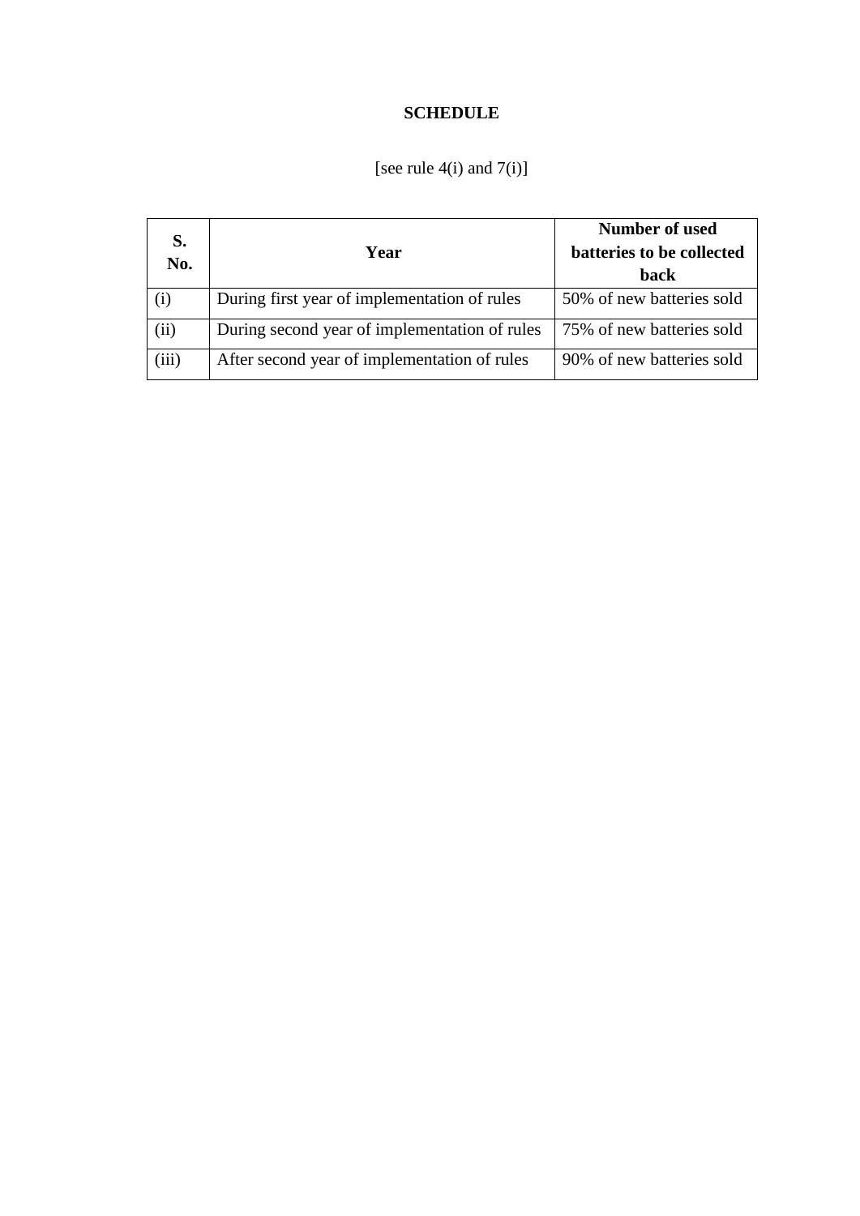**SCHEDULE**

[see rule 4(i) and 7(i)]

| S. No. | Year | Number of used batteries to be collected back |
|---|---|---|
| (i) | During first year of implementation of rules | 50% of new batteries sold |
| (ii) | During second year of implementation of rules | 75% of new batteries sold |
| (iii) | After second year of implementation of rules | 90% of new batteries sold |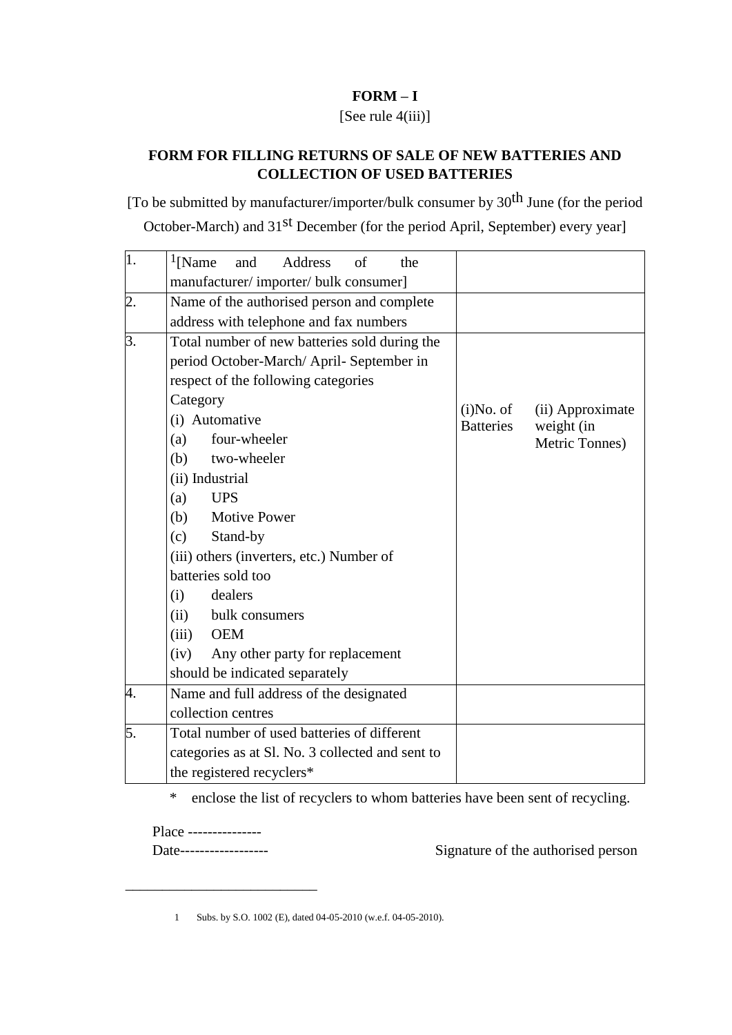**FORM – I**

[See rule 4(iii)]

**FORM FOR FILLING RETURNS OF SALE OF NEW BATTERIES AND COLLECTION OF USED BATTERIES**

[To be submitted by manufacturer/importer/bulk consumer by 30th June (for the period October-March) and 31st December (for the period April, September) every year]

| | | |
|---|---|---|
| 1. | [1][Name and Address of the manufacturer/ importer/ bulk consumer] | |
| 2. | Name of the authorised person and complete address with telephone and fax numbers | |
| 3. | Total number of new batteries sold during the period October-March/ April- September in respect of the following categories<br>Category<br>(i) Automative<br>(a) four-wheeler<br>(b) two-wheeler<br>(ii) Industrial<br>(a) UPS<br>(b) Motive Power<br>(c) Stand-by<br>(iii) others (inverters, etc.) Number of batteries sold too<br>(i) dealers<br>(ii) bulk consumers<br>(iii) OEM<br>(iv) Any other party for replacement should be indicated separately | (i)No. of Batteries (ii) Approximate weight (in Metric Tonnes) |
| 4. | Name and full address of the designated collection centres | |
| 5. | Total number of used batteries of different categories as at Sl. No. 3 collected and sent to the registered recyclers* | |

\* enclose the list of recyclers to whom batteries have been sent of recycling.

Place ---------------

Date------------------ Signature of the authorised person

---

1 Subs. by S.O. 1002 (E), dated 04-05-2010 (w.e.f. 04-05-2010).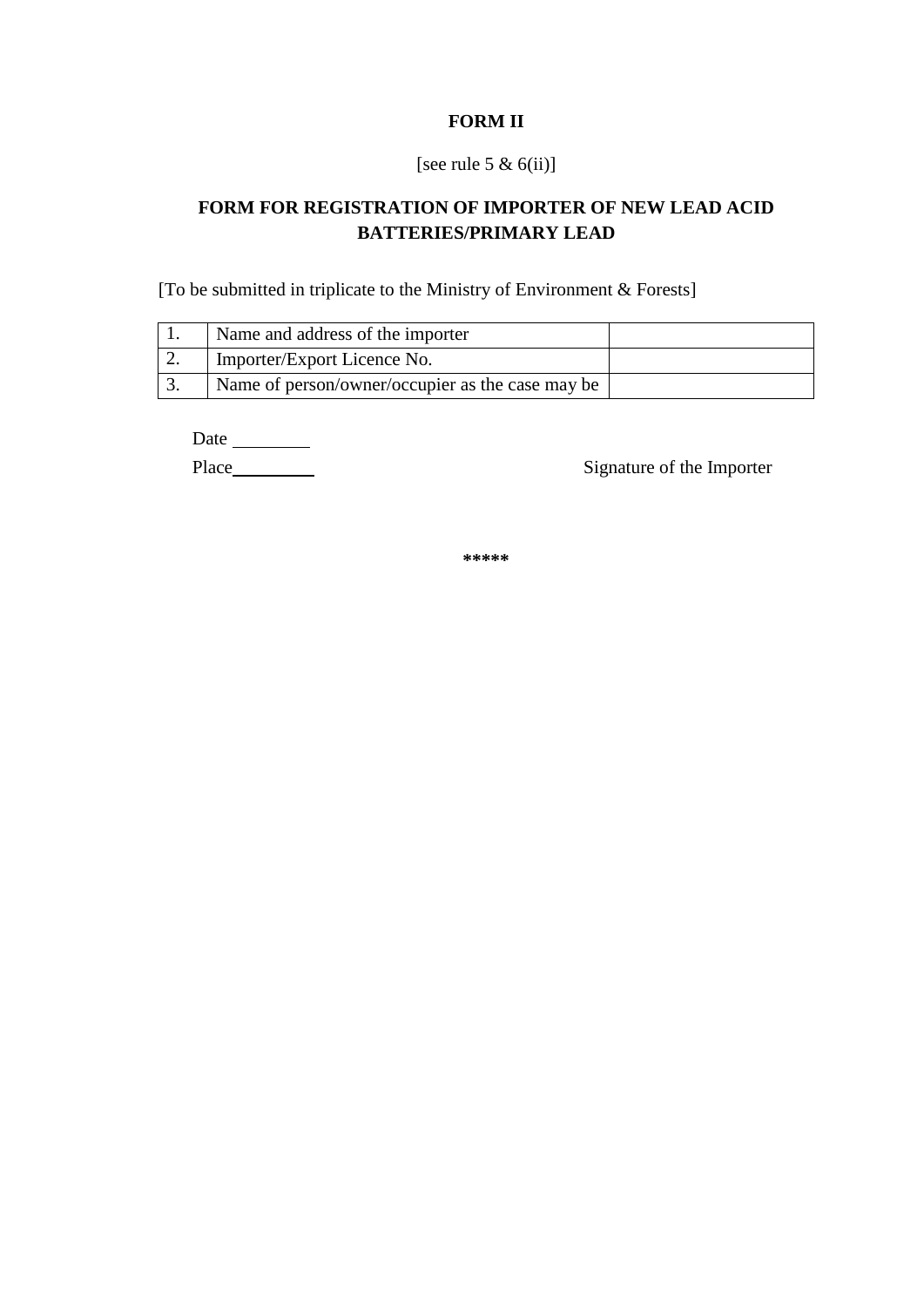**FORM II**

[see rule 5 & 6(ii)]

**FORM FOR REGISTRATION OF IMPORTER OF NEW LEAD ACID BATTERIES/PRIMARY LEAD**

[To be submitted in triplicate to the Ministry of Environment & Forests]

| | | |
|---|---|---|
| 1. | Name and address of the importer | |
| 2. | Importer/Export Licence No. | |
| 3. | Name of person/owner/occupier as the case may be | |

Date ________

Place________ Signature of the Importer

*****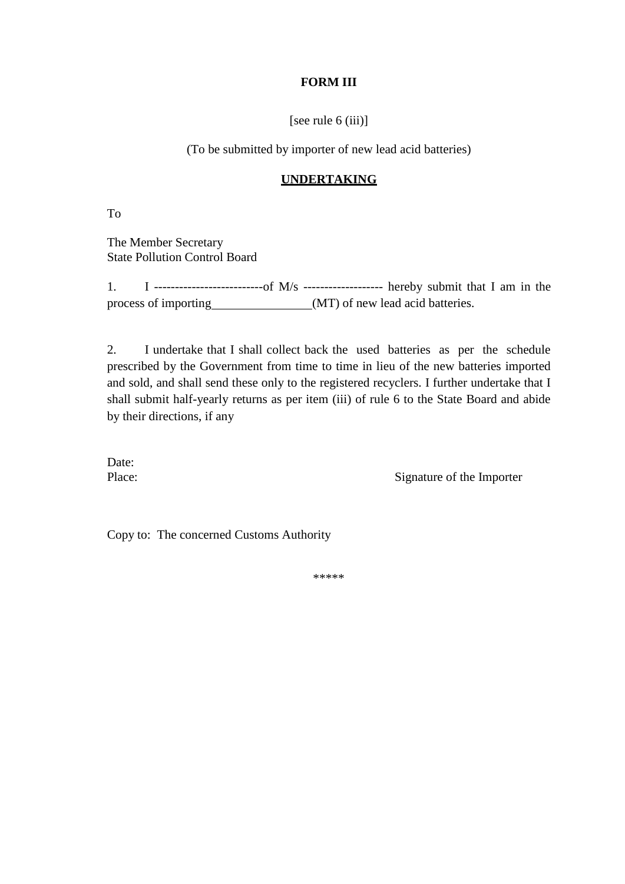**FORM III**

[see rule 6 (iii)]

(To be submitted by importer of new lead acid batteries)

**UNDERTAKING**

To

The Member Secretary
State Pollution Control Board

1. I --------------------------of M/s ------------------- hereby submit that I am in the process of importing________________(MT) of new lead acid batteries.

2. I undertake that I shall collect back the used batteries as per the schedule prescribed by the Government from time to time in lieu of the new batteries imported and sold, and shall send these only to the registered recyclers. I further undertake that I shall submit half-yearly returns as per item (iii) of rule 6 to the State Board and abide by their directions, if any

Date:
Place:

Signature of the Importer

Copy to: The concerned Customs Authority

*****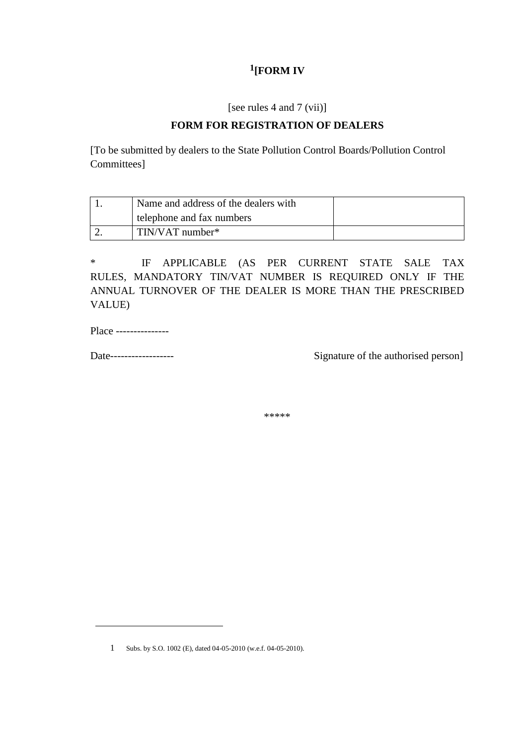# [1][FORM IV

[see rules 4 and 7 (vii)]

## FORM FOR REGISTRATION OF DEALERS

[To be submitted by dealers to the State Pollution Control Boards/Pollution Control Committees]

| | | |
|---|---|---|
| 1. | Name and address of the dealers with telephone and fax numbers | |
| 2. | TIN/VAT number* | |

* IF APPLICABLE (AS PER CURRENT STATE SALE TAX RULES, MANDATORY TIN/VAT NUMBER IS REQUIRED ONLY IF THE ANNUAL TURNOVER OF THE DEALER IS MORE THAN THE PRESCRIBED VALUE)

Place ---------------

Date------------------ Signature of the authorised person]

*****

---

1 Subs. by S.O. 1002 (E), dated 04-05-2010 (w.e.f. 04-05-2010).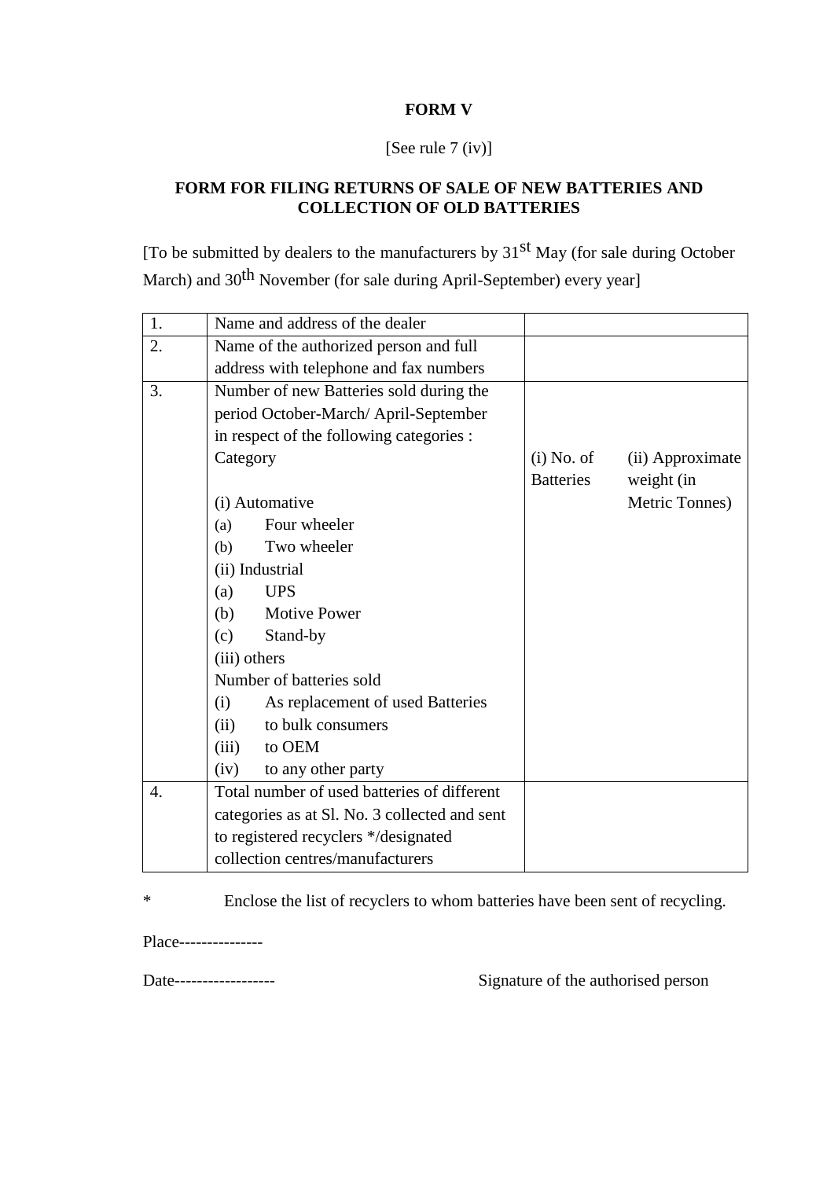**FORM V**

[See rule 7 (iv)]

**FORM FOR FILING RETURNS OF SALE OF NEW BATTERIES AND COLLECTION OF OLD BATTERIES**

[To be submitted by dealers to the manufacturers by 31st May (for sale during October March) and 30th November (for sale during April-September) every year]

| | | | |
|---|---|---|---|
| 1. | Name and address of the dealer | | |
| 2. | Name of the authorized person and full address with telephone and fax numbers | | |
| 3. | Number of new Batteries sold during the period October-March/ April-September in respect of the following categories :<br>Category<br><br>(i) Automative<br>(a) Four wheeler<br>(b) Two wheeler<br>(ii) Industrial<br>(a) UPS<br>(b) Motive Power<br>(c) Stand-by<br>(iii) others<br>Number of batteries sold<br>(i) As replacement of used Batteries<br>(ii) to bulk consumers<br>(iii) to OEM<br>(iv) to any other party | (i) No. of Batteries | (ii) Approximate weight (in Metric Tonnes) |
| 4. | Total number of used batteries of different categories as at Sl. No. 3 collected and sent to registered recyclers */designated collection centres/manufacturers | | |

\* Enclose the list of recyclers to whom batteries have been sent of recycling.

Place---------------

Date------------------ Signature of the authorised person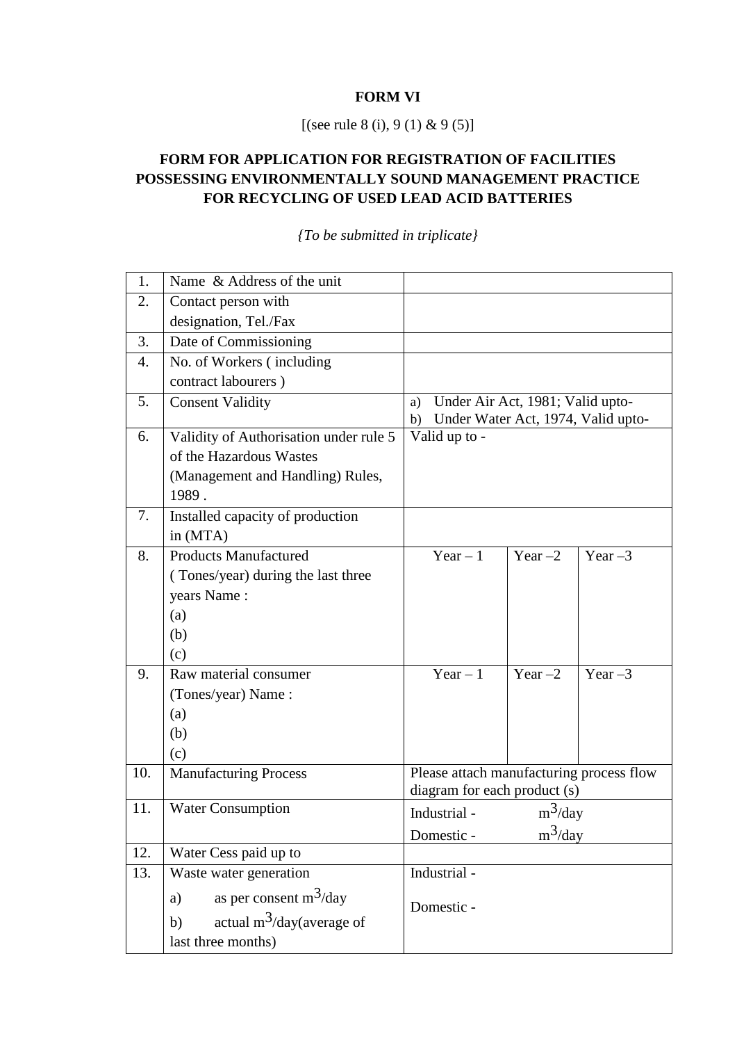**FORM VI**

[(see rule 8 (i), 9 (1) & 9 (5)]

**FORM FOR APPLICATION FOR REGISTRATION OF FACILITIES POSSESSING ENVIRONMENTALLY SOUND MANAGEMENT PRACTICE FOR RECYCLING OF USED LEAD ACID BATTERIES**

*{To be submitted in triplicate}*

| | | | | |
|---|---|---|---|---|
| 1. | Name & Address of the unit | | | |
| 2. | Contact person with designation, Tel./Fax | | | |
| 3. | Date of Commissioning | | | |
| 4. | No. of Workers ( including contract labourers ) | | | |
| 5. | Consent Validity | a) Under Air Act, 1981; Valid upto-<br>b) Under Water Act, 1974, Valid upto- | | |
| 6. | Validity of Authorisation under rule 5 of the Hazardous Wastes (Management and Handling) Rules, 1989 . | Valid up to - | | |
| 7. | Installed capacity of production in (MTA) | | | |
| 8. | Products Manufactured ( Tones/year) during the last three years Name :<br>(a)<br>(b)<br>(c) | Year – 1 | Year –2 | Year –3 |
| 9. | Raw material consumer (Tones/year) Name :<br>(a)<br>(b)<br>(c) | Year – 1 | Year –2 | Year –3 |
| 10. | Manufacturing Process | Please attach manufacturing process flow diagram for each product (s) | | |
| 11. | Water Consumption | Industrial - $m^3$/day<br>Domestic - $m^3$/day | | |
| 12. | Water Cess paid up to | | | |
| 13. | Waste water generation<br>a) as per consent $m^3$/day<br>b) actual $m^3$/day(average of last three months) | Industrial -<br>Domestic - | | |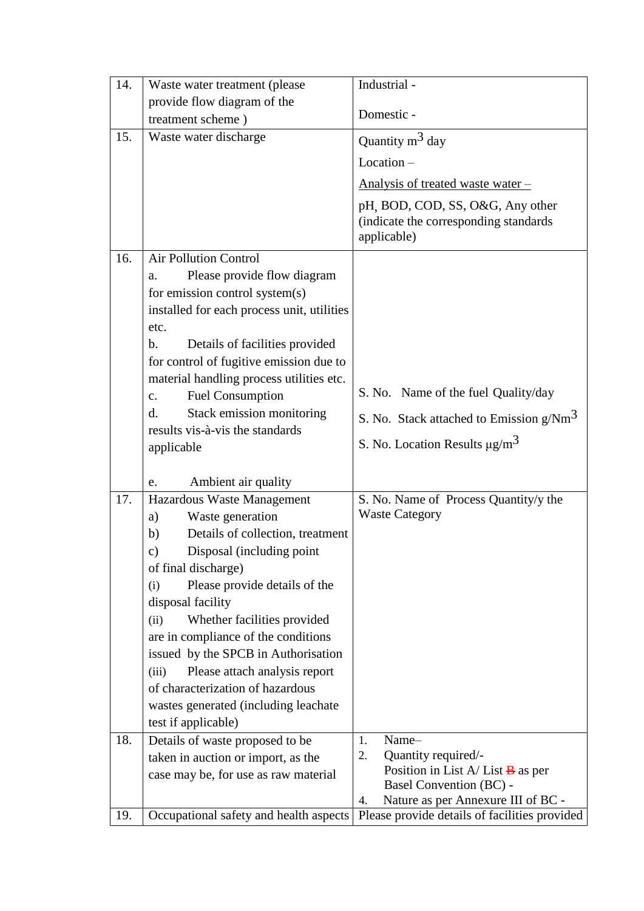| 14. | Waste water treatment (please provide flow diagram of the treatment scheme ) | Industrial -<br><br>Domestic - |
|---|---|---|
| 15. | Waste water discharge | Quantity $m^3$ day<br><br>Location –<br><br><u>Analysis of treated waste water –</u><br><br>pH, BOD, COD, SS, O&G, Any other (indicate the corresponding standards applicable) |
| 16. | Air Pollution Control<br>a. Please provide flow diagram for emission control system(s) installed for each process unit, utilities etc.<br>b. Details of facilities provided for control of fugitive emission due to material handling process utilities etc.<br>c. Fuel Consumption<br>d. Stack emission monitoring results vis-à-vis the standards applicable<br><br>e. Ambient air quality | S. No. Name of the fuel Quality/day<br><br>S. No. Stack attached to Emission $g/Nm^3$<br><br>S. No. Location Results $\mu g/m^3$ |
| 17. | Hazardous Waste Management<br>a) Waste generation<br>b) Details of collection, treatment<br>c) Disposal (including point of final discharge)<br>(i) Please provide details of the disposal facility<br>(ii) Whether facilities provided are in compliance of the conditions issued by the SPCB in Authorisation<br>(iii) Please attach analysis report of characterization of hazardous wastes generated (including leachate test if applicable) | S. No. Name of Process Quantity/y the Waste Category |
| 18. | Details of waste proposed to be taken in auction or import, as the case may be, for use as raw material | 1. Name–<br>2. Quantity required/-<br>Position in List A/ List ~~B~~ as per Basel Convention (BC) -<br>4. Nature as per Annexure III of BC - |
| 19. | Occupational safety and health aspects | Please provide details of facilities provided |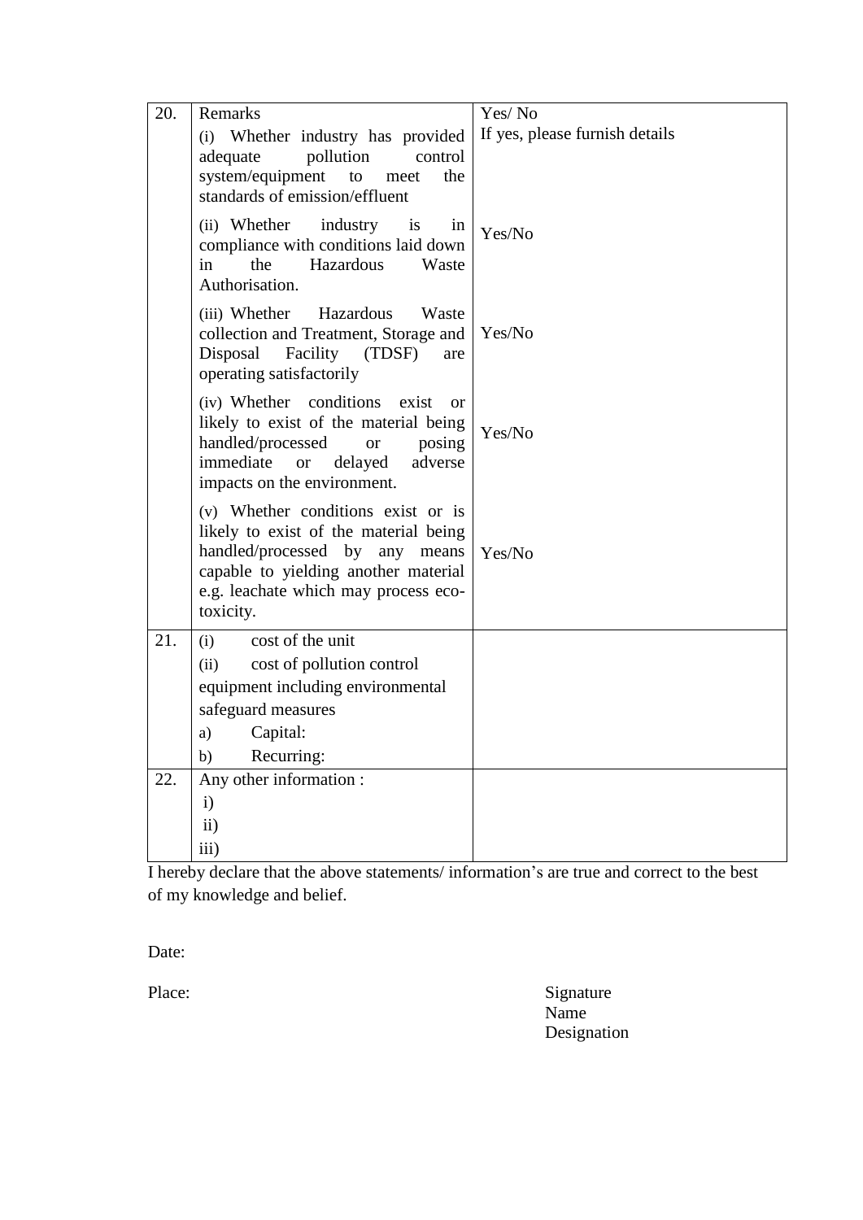| | | |
|---|---|---|
| 20. | Remarks<br>(i) Whether industry has provided adequate pollution control system/equipment to meet the standards of emission/effluent<br><br>(ii) Whether industry is in compliance with conditions laid down in the Hazardous Waste Authorisation.<br><br>(iii) Whether Hazardous Waste collection and Treatment, Storage and Disposal Facility (TDSF) are operating satisfactorily<br><br>(iv) Whether conditions exist or likely to exist of the material being handled/processed or posing immediate or delayed adverse impacts on the environment.<br><br>(v) Whether conditions exist or is likely to exist of the material being handled/processed by any means capable to yielding another material e.g. leachate which may process eco-toxicity. | Yes/ No<br>If yes, please furnish details<br><br>Yes/No<br><br>Yes/No<br><br>Yes/No<br><br>Yes/No |
| 21. | (i) cost of the unit<br>(ii) cost of pollution control equipment including environmental safeguard measures<br>a) Capital:<br>b) Recurring: | |
| 22. | Any other information :<br>i)<br>ii)<br>iii) | |

I hereby declare that the above statements/ information's are true and correct to the best of my knowledge and belief.

Date:

Place:

Signature
Name
Designation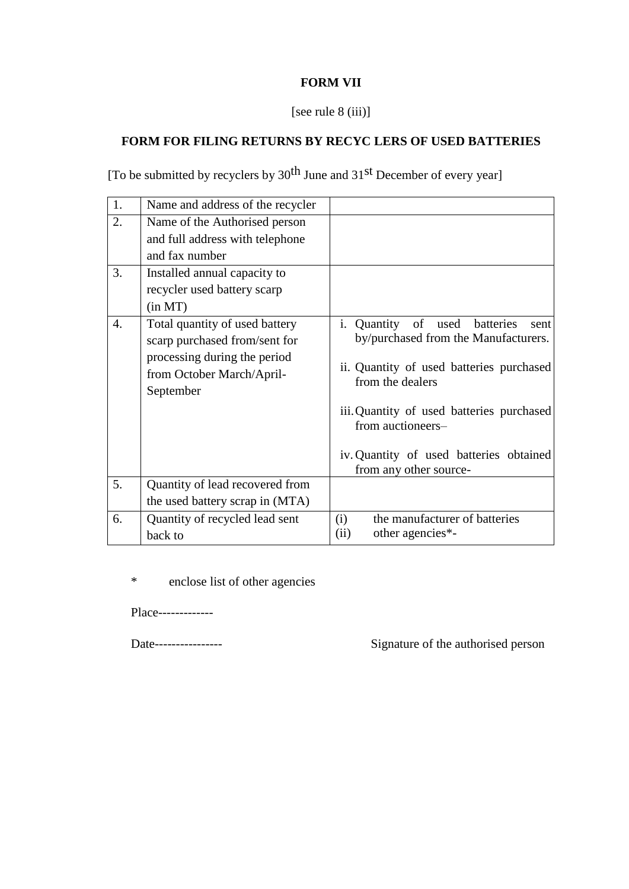**FORM VII**

[see rule 8 (iii)]

**FORM FOR FILING RETURNS BY RECYC LERS OF USED BATTERIES**

[To be submitted by recyclers by 30th June and 31st December of every year]

| | | |
|---|---|---|
| 1. | Name and address of the recycler | |
| 2. | Name of the Authorised person and full address with telephone and fax number | |
| 3. | Installed annual capacity to recycler used battery scarp (in MT) | |
| 4. | Total quantity of used battery scarp purchased from/sent for processing during the period from October March/April-September | i. Quantity of used batteries sent by/purchased from the Manufacturers.<br><br>ii. Quantity of used batteries purchased from the dealers<br><br>iii. Quantity of used batteries purchased from auctioneers–<br><br>iv. Quantity of used batteries obtained from any other source- |
| 5. | Quantity of lead recovered from the used battery scrap in (MTA) | |
| 6. | Quantity of recycled lead sent back to | (i) the manufacturer of batteries<br>(ii) other agencies*- |

\* enclose list of other agencies

Place-------------

Date----------------

Signature of the authorised person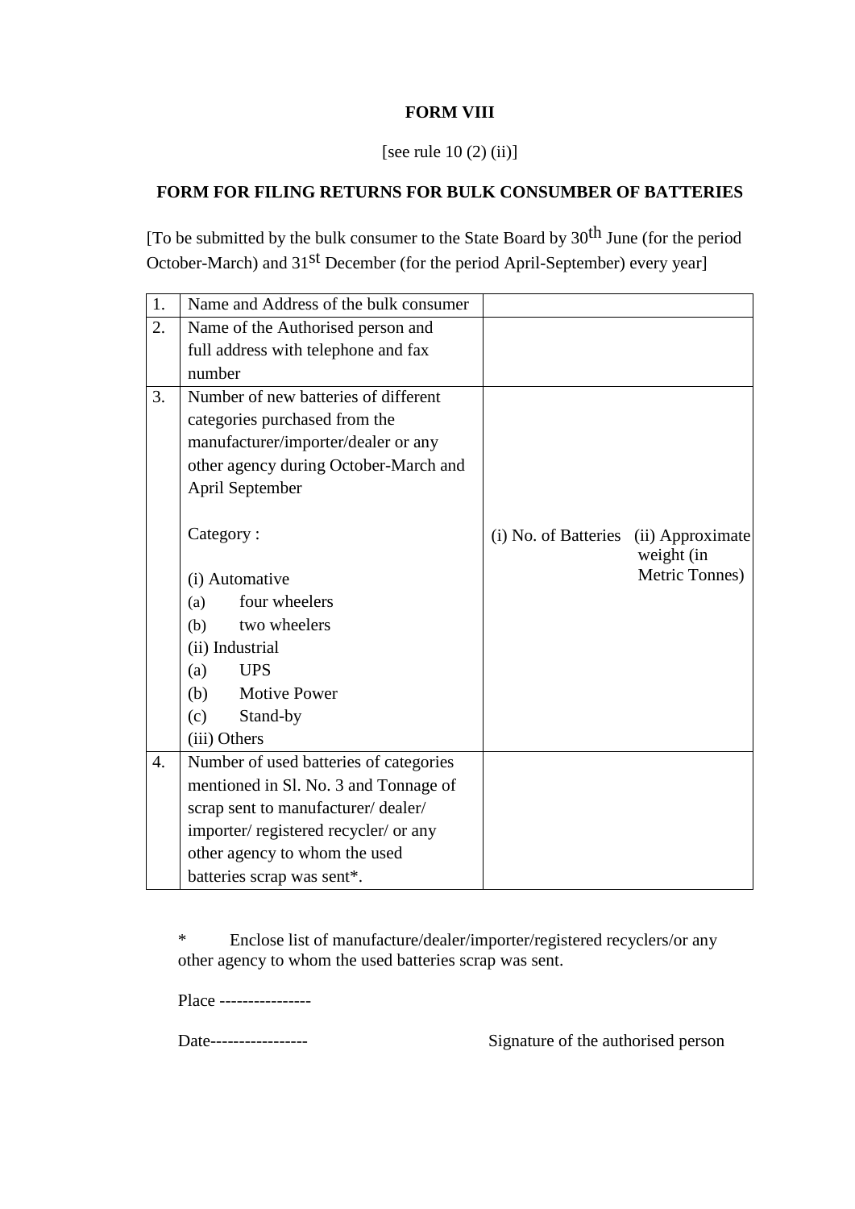**FORM VIII**

[see rule 10 (2) (ii)]

**FORM FOR FILING RETURNS FOR BULK CONSUMBER OF BATTERIES**

[To be submitted by the bulk consumer to the State Board by 30th June (for the period October-March) and 31st December (for the period April-September) every year]

| | | | |
|---|---|---|---|
| 1. | Name and Address of the bulk consumer | | |
| 2. | Name of the Authorised person and full address with telephone and fax number | | |
| 3. | Number of new batteries of different categories purchased from the manufacturer/importer/dealer or any other agency during October-March and April September<br><br>Category :<br><br>(i) Automative<br>(a) four wheelers<br>(b) two wheelers<br>(ii) Industrial<br>(a) UPS<br>(b) Motive Power<br>(c) Stand-by<br>(iii) Others | (i) No. of Batteries | (ii) Approximate weight (in Metric Tonnes) |
| 4. | Number of used batteries of categories mentioned in Sl. No. 3 and Tonnage of scrap sent to manufacturer/ dealer/ importer/ registered recycler/ or any other agency to whom the used batteries scrap was sent*. | | |

* Enclose list of manufacture/dealer/importer/registered recyclers/or any other agency to whom the used batteries scrap was sent.

Place ----------------

Date-----------------

Signature of the authorised person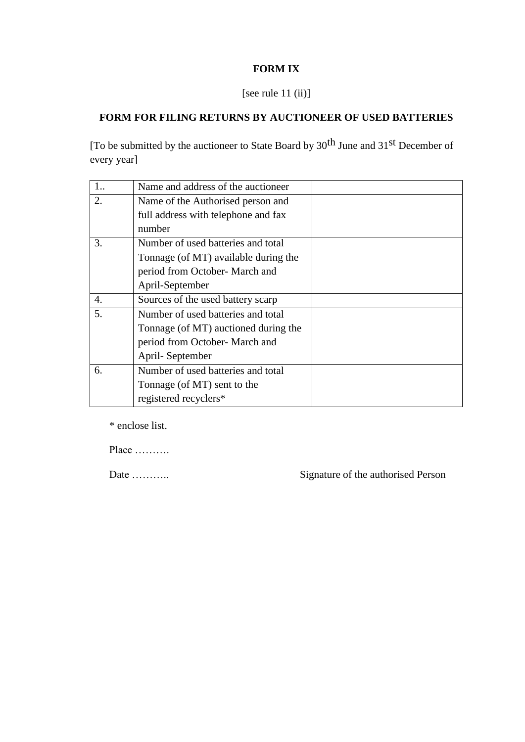**FORM IX**

[see rule 11 (ii)]

**FORM FOR FILING RETURNS BY AUCTIONEER OF USED BATTERIES**

[To be submitted by the auctioneer to State Board by 30th June and 31st December of every year]

| | | |
|---|---|---|
| 1.. | Name and address of the auctioneer | |
| 2. | Name of the Authorised person and full address with telephone and fax number | |
| 3. | Number of used batteries and total Tonnage (of MT) available during the period from October- March and April-September | |
| 4. | Sources of the used battery scarp | |
| 5. | Number of used batteries and total Tonnage (of MT) auctioned during the period from October- March and April- September | |
| 6. | Number of used batteries and total Tonnage (of MT) sent to the registered recyclers* | |

* enclose list.

Place ……….

Date ……….. Signature of the authorised Person